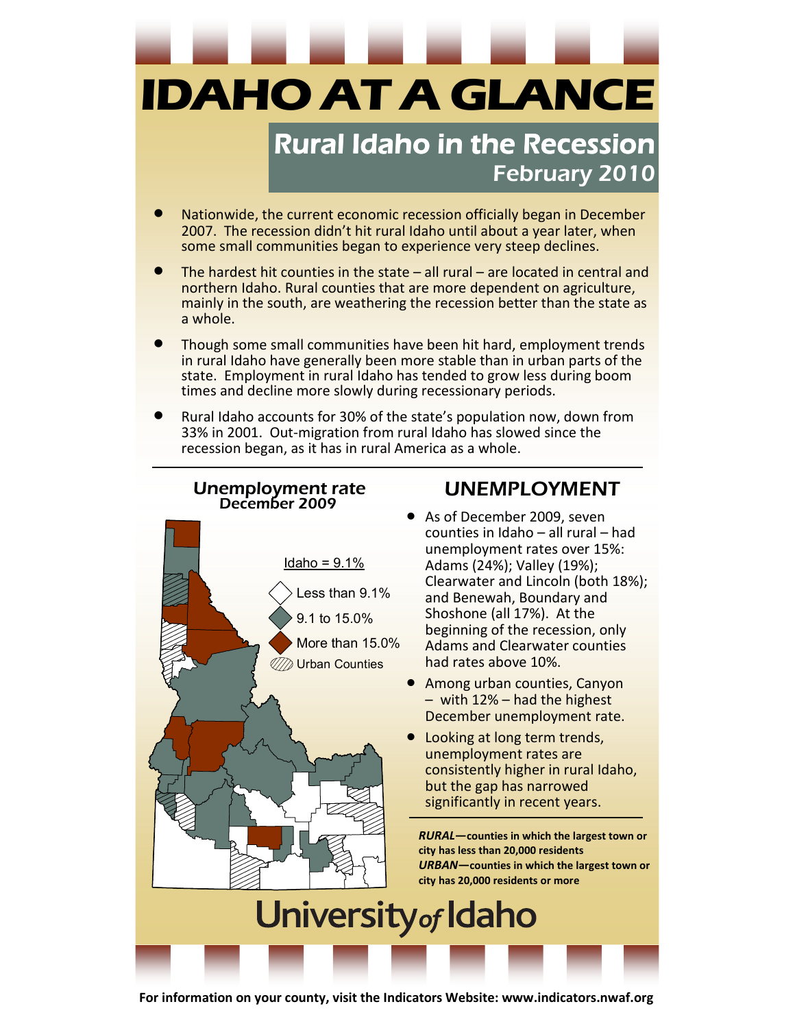# IDAHO AT A GLANCE

## Rural Idaho in the Recession

### February 2010

- Nationwide, the current economic recession officially began in December 2007. The recession didn't hit rural Idaho until about a year later, when some small communities began to experience very steep declines.
- The hardest hit counties in the state – all rural – are located in central and northern Idaho. Rural counties that are more dependent on agriculture, mainly in the south, are weathering the recession better than the state as a whole.
- Though some small communities have been hit hard, employment trends in rural Idaho have generally been more stable than in urban parts of the state. Employment in rural Idaho has tended to grow less during boom times and decline more slowly during recessionary periods.
- Rural Idaho accounts for 30% of the state's population now, down from 33% in 2001. Out-migration from rural Idaho has slowed since the recession began, as it has in rural America as a whole.

**Unemployment rate**
**December 2009**

Idaho = 9.1%

- Less than 9.1%
- 9.1 to 15.0%
- More than 15.0%
- Urban Counties

## UNEMPLOYMENT

- As of December 2009, seven counties in Idaho – all rural – had unemployment rates over 15%: Adams (24%); Valley (19%); Clearwater and Lincoln (both 18%); and Benewah, Boundary and Shoshone (all 17%). At the beginning of the recession, only Adams and Clearwater counties had rates above 10%.
- Among urban counties, Canyon – with 12% – had the highest December unemployment rate.
- Looking at long term trends, unemployment rates are consistently higher in rural Idaho, but the gap has narrowed significantly in recent years.

***RURAL*—counties in which the largest town or city has less than 20,000 residents**
***URBAN*—counties in which the largest town or city has 20,000 residents or more**

University *of* Idaho

**For information on your county, visit the Indicators Website: www.indicators.nwaf.org**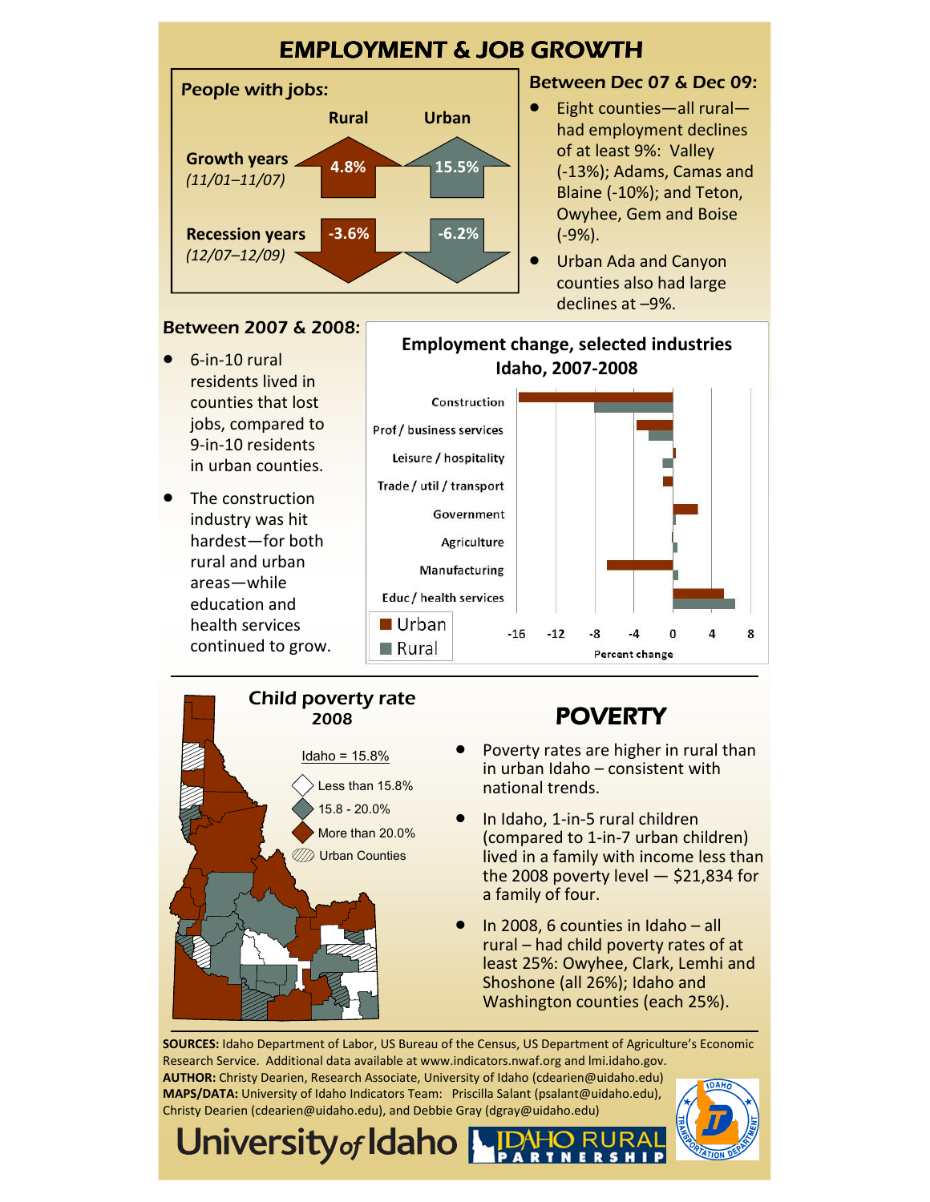# EMPLOYMENT & JOB GROWTH

## People with jobs:

Rural | Urban

Growth years *(11/01–11/07)*: Rural 4.8% | Urban 15.5%

Recession years *(12/07–12/09)*: Rural -3.6% | Urban -6.2%

## Between Dec 07 & Dec 09:

- Eight counties—all rural—had employment declines of at least 9%: Valley (-13%); Adams, Camas and Blaine (-10%); and Teton, Owyhee, Gem and Boise (-9%).
- Urban Ada and Canyon counties also had large declines at –9%.

## Between 2007 & 2008:

- 6-in-10 rural residents lived in counties that lost jobs, compared to 9-in-10 residents in urban counties.
- The construction industry was hit hardest—for both rural and urban areas—while education and health services continued to grow.

**Employment change, selected industries Idaho, 2007-2008**

Construction
Prof / business services
Leisure / hospitality
Trade / util / transport
Government
Agriculture
Manufacturing
Educ / health services

Urban
Rural

-16 -12 -8 -4 0 4 8

Percent change

---

**Child poverty rate 2008**

Idaho = 15.8%

Less than 15.8%
15.8 - 20.0%
More than 20.0%
Urban Counties

# POVERTY

- Poverty rates are higher in rural than in urban Idaho – consistent with national trends.
- In Idaho, 1-in-5 rural children (compared to 1-in-7 urban children) lived in a family with income less than the 2008 poverty level — $21,834 for a family of four.
- In 2008, 6 counties in Idaho – all rural – had child poverty rates of at least 25%: Owyhee, Clark, Lemhi and Shoshone (all 26%); Idaho and Washington counties (each 25%).

---

**SOURCES:** Idaho Department of Labor, US Bureau of the Census, US Department of Agriculture's Economic Research Service. Additional data available at www.indicators.nwaf.org and lmi.idaho.gov.
**AUTHOR:** Christy Dearien, Research Associate, University of Idaho (cdearien@uidaho.edu)
**MAPS/DATA:** University of Idaho Indicators Team: Priscilla Salant (psalant@uidaho.edu), Christy Dearien (cdearien@uidaho.edu), and Debbie Gray (dgray@uidaho.edu)

University of Idaho | Idaho Rural Partnership | Idaho Transportation Department